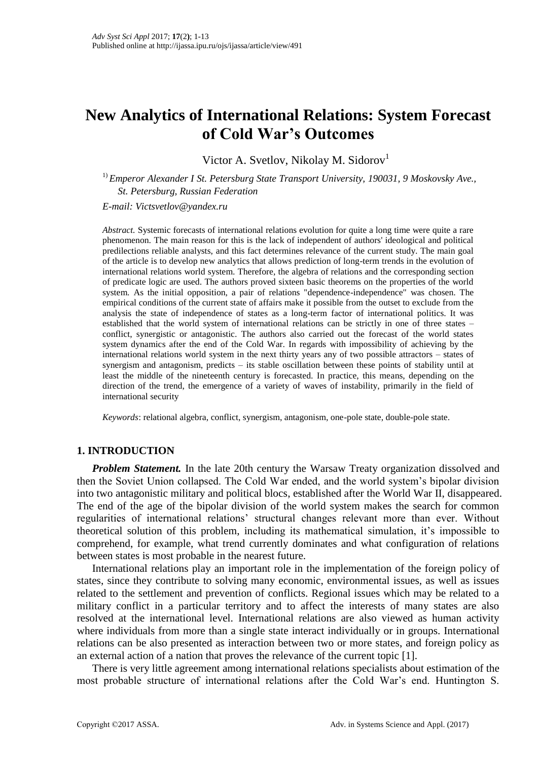# New Analytics of International Relations: System Forecast of Cold War's Outcomes

Victor A. Svetlov, Nikolay M. Sidorov[1]

[1] *Emperor Alexander I St. Petersburg State Transport University, 190031, 9 Moskovsky Ave., St. Petersburg, Russian Federation*

*E-mail: Victsvetlov@yandex.ru*

*Abstract.* Systemic forecasts of international relations evolution for quite a long time were quite a rare phenomenon. The main reason for this is the lack of independent of authors' ideological and political predilections reliable analysts, and this fact determines relevance of the current study. The main goal of the article is to develop new analytics that allows prediction of long-term trends in the evolution of international relations world system. Therefore, the algebra of relations and the corresponding section of predicate logic are used. The authors proved sixteen basic theorems on the properties of the world system. As the initial opposition, a pair of relations "dependence-independence" was chosen. The empirical conditions of the current state of affairs make it possible from the outset to exclude from the analysis the state of independence of states as a long-term factor of international politics. It was established that the world system of international relations can be strictly in one of three states – conflict, synergistic or antagonistic. The authors also carried out the forecast of the world states system dynamics after the end of the Cold War. In regards with impossibility of achieving by the international relations world system in the next thirty years any of two possible attractors – states of synergism and antagonism, predicts – its stable oscillation between these points of stability until at least the middle of the nineteenth century is forecasted. In practice, this means, depending on the direction of the trend, the emergence of a variety of waves of instability, primarily in the field of international security

*Keywords*: relational algebra, conflict, synergism, antagonism, one-pole state, double-pole state.

## 1. INTRODUCTION

***Problem Statement.*** In the late 20th century the Warsaw Treaty organization dissolved and then the Soviet Union collapsed. The Cold War ended, and the world system's bipolar division into two antagonistic military and political blocs, established after the World War II, disappeared. The end of the age of the bipolar division of the world system makes the search for common regularities of international relations' structural changes relevant more than ever. Without theoretical solution of this problem, including its mathematical simulation, it's impossible to comprehend, for example, what trend currently dominates and what configuration of relations between states is most probable in the nearest future.

International relations play an important role in the implementation of the foreign policy of states, since they contribute to solving many economic, environmental issues, as well as issues related to the settlement and prevention of conflicts. Regional issues which may be related to a military conflict in a particular territory and to affect the interests of many states are also resolved at the international level. International relations are also viewed as human activity where individuals from more than a single state interact individually or in groups. International relations can be also presented as interaction between two or more states, and foreign policy as an external action of a nation that proves the relevance of the current topic [1].

There is very little agreement among international relations specialists about estimation of the most probable structure of international relations after the Cold War's end. Huntington S.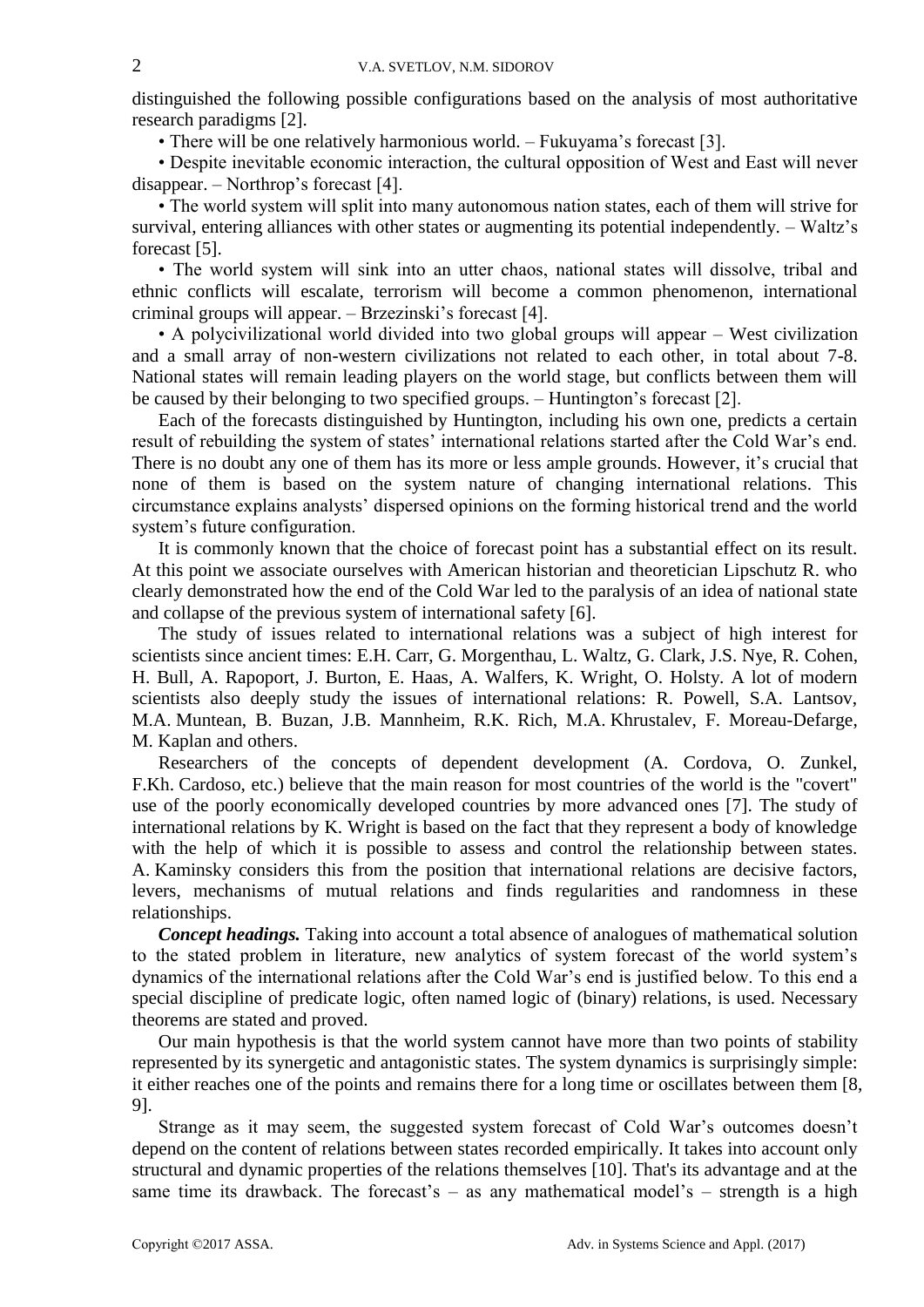distinguished the following possible configurations based on the analysis of most authoritative research paradigms [2].

• There will be one relatively harmonious world. – Fukuyama's forecast [3].

• Despite inevitable economic interaction, the cultural opposition of West and East will never disappear. – Northrop's forecast [4].

• The world system will split into many autonomous nation states, each of them will strive for survival, entering alliances with other states or augmenting its potential independently. – Waltz's forecast [5].

• The world system will sink into an utter chaos, national states will dissolve, tribal and ethnic conflicts will escalate, terrorism will become a common phenomenon, international criminal groups will appear. – Brzezinski's forecast [4].

• A polycivilizational world divided into two global groups will appear – West civilization and a small array of non-western civilizations not related to each other, in total about 7-8. National states will remain leading players on the world stage, but conflicts between them will be caused by their belonging to two specified groups. – Huntington's forecast [2].

Each of the forecasts distinguished by Huntington, including his own one, predicts a certain result of rebuilding the system of states' international relations started after the Cold War's end. There is no doubt any one of them has its more or less ample grounds. However, it's crucial that none of them is based on the system nature of changing international relations. This circumstance explains analysts' dispersed opinions on the forming historical trend and the world system's future configuration.

It is commonly known that the choice of forecast point has a substantial effect on its result. At this point we associate ourselves with American historian and theoretician Lipschutz R. who clearly demonstrated how the end of the Cold War led to the paralysis of an idea of national state and collapse of the previous system of international safety [6].

The study of issues related to international relations was a subject of high interest for scientists since ancient times: E.H. Carr, G. Morgenthau, L. Waltz, G. Clark, J.S. Nye, R. Cohen, H. Bull, A. Rapoport, J. Burton, E. Haas, A. Walfers, K. Wright, O. Holsty. A lot of modern scientists also deeply study the issues of international relations: R. Powell, S.A. Lantsov, M.A. Muntean, B. Buzan, J.B. Mannheim, R.K. Rich, M.A. Khrustalev, F. Moreau-Defarge, M. Kaplan and others.

Researchers of the concepts of dependent development (A. Cordova, O. Zunkel, F.Kh. Cardoso, etc.) believe that the main reason for most countries of the world is the "covert" use of the poorly economically developed countries by more advanced ones [7]. The study of international relations by K. Wright is based on the fact that they represent a body of knowledge with the help of which it is possible to assess and control the relationship between states. A. Kaminsky considers this from the position that international relations are decisive factors, levers, mechanisms of mutual relations and finds regularities and randomness in these relationships.

***Concept headings.*** Taking into account a total absence of analogues of mathematical solution to the stated problem in literature, new analytics of system forecast of the world system's dynamics of the international relations after the Cold War's end is justified below. To this end a special discipline of predicate logic, often named logic of (binary) relations, is used. Necessary theorems are stated and proved.

Our main hypothesis is that the world system cannot have more than two points of stability represented by its synergetic and antagonistic states. The system dynamics is surprisingly simple: it either reaches one of the points and remains there for a long time or oscillates between them [8, 9].

Strange as it may seem, the suggested system forecast of Cold War's outcomes doesn't depend on the content of relations between states recorded empirically. It takes into account only structural and dynamic properties of the relations themselves [10]. That's its advantage and at the same time its drawback. The forecast's – as any mathematical model's – strength is a high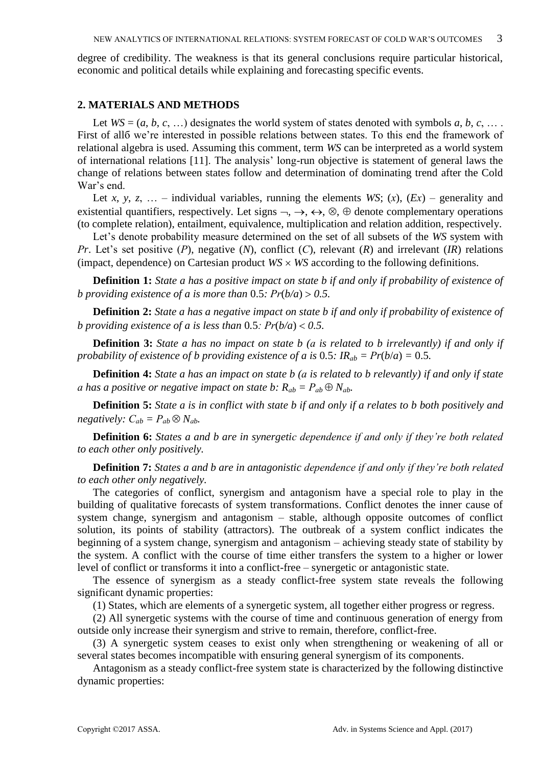degree of credibility. The weakness is that its general conclusions require particular historical, economic and political details while explaining and forecasting specific events.

## 2. MATERIALS AND METHODS

Let $WS = (a, b, c, \ldots)$ designates the world system of states denoted with symbols $a, b, c, \ldots$ . First of allб we're interested in possible relations between states. To this end the framework of relational algebra is used. Assuming this comment, term *WS* can be interpreted as a world system of international relations [11]. The analysis' long-run objective is statement of general laws the change of relations between states follow and determination of dominating trend after the Cold War's end.

Let $x, y, z, \ldots$ – individual variables, running the elements *WS*; $(x)$, $(Ex)$ – generality and existential quantifiers, respectively. Let signs $\neg, \rightarrow, \leftrightarrow, \otimes, \oplus$ denote complementary operations (to complete relation), entailment, equivalence, multiplication and relation addition, respectively.

Let's denote probability measure determined on the set of all subsets of the *WS* system with *Pr*. Let's set positive (*P*), negative (*N*), conflict (*C*), relevant (*R*) and irrelevant (*IR*) relations (impact, dependence) on Cartesian product $WS \times WS$ according to the following definitions.

**Definition 1:** *State a has a positive impact on state b if and only if probability of existence of b providing existence of a is more than* 0.5*:* $Pr(b/a) > 0.5$*.*

**Definition 2:** *State a has a negative impact on state b if and only if probability of existence of b providing existence of a is less than* 0.5*:* $Pr(b/a) < 0.5$*.*

**Definition 3:** *State a has no impact on state b (a is related to b irrelevantly) if and only if probability of existence of b providing existence of a is* 0.5*:* $IR_{ab} = Pr(b/a) = 0.5$*.*

**Definition 4:** *State a has an impact on state b (a is related to b relevantly) if and only if state a has a positive or negative impact on state b:* $R_{ab} = P_{ab} \oplus N_{ab}$*.*

**Definition 5:** *State a is in conflict with state b if and only if a relates to b both positively and negatively:* $C_{ab} = P_{ab} \otimes N_{ab}$*.*

**Definition 6:** *States a and b are in synergetic dependence if and only if they're both related to each other only positively.*

**Definition 7:** *States a and b are in antagonistic dependence if and only if they're both related to each other only negatively.*

The categories of conflict, synergism and antagonism have a special role to play in the building of qualitative forecasts of system transformations. Conflict denotes the inner cause of system change, synergism and antagonism – stable, although opposite outcomes of conflict solution, its points of stability (attractors). The outbreak of a system conflict indicates the beginning of a system change, synergism and antagonism – achieving steady state of stability by the system. A conflict with the course of time either transfers the system to a higher or lower level of conflict or transforms it into a conflict-free – synergetic or antagonistic state.

The essence of synergism as a steady conflict-free system state reveals the following significant dynamic properties:

(1) States, which are elements of a synergetic system, all together either progress or regress.

(2) All synergetic systems with the course of time and continuous generation of energy from outside only increase their synergism and strive to remain, therefore, conflict-free.

(3) A synergetic system ceases to exist only when strengthening or weakening of all or several states becomes incompatible with ensuring general synergism of its components.

Antagonism as a steady conflict-free system state is characterized by the following distinctive dynamic properties: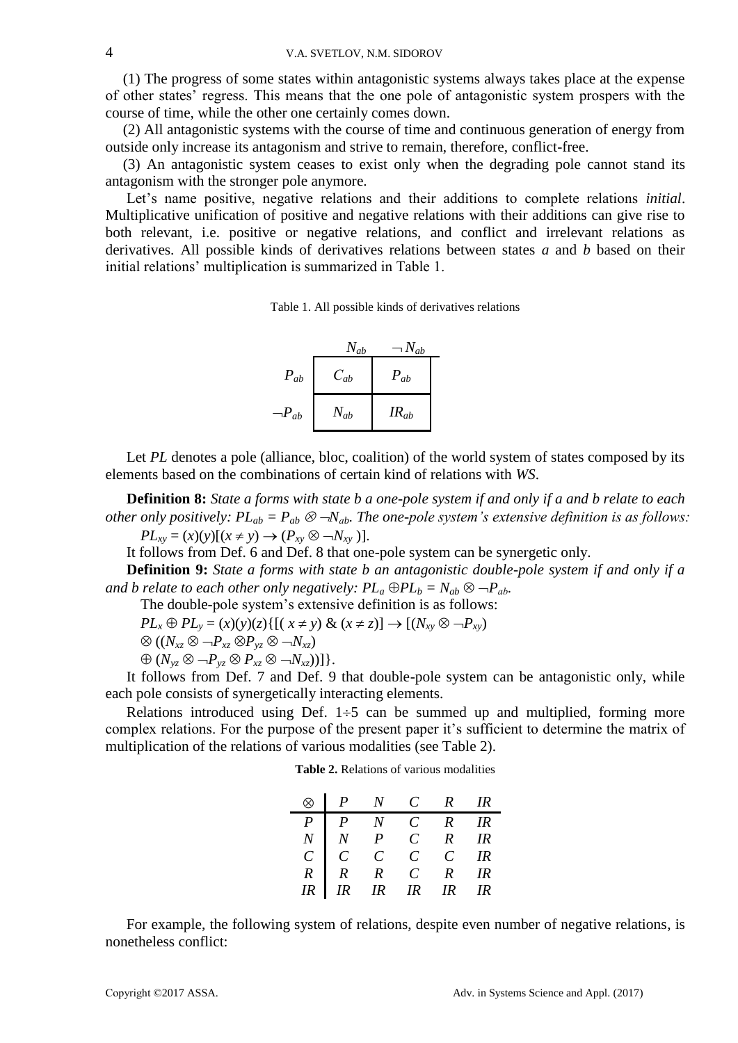(1) The progress of some states within antagonistic systems always takes place at the expense of other states' regress. This means that the one pole of antagonistic system prospers with the course of time, while the other one certainly comes down.

(2) All antagonistic systems with the course of time and continuous generation of energy from outside only increase its antagonism and strive to remain, therefore, conflict-free.

(3) An antagonistic system ceases to exist only when the degrading pole cannot stand its antagonism with the stronger pole anymore.

Let's name positive, negative relations and their additions to complete relations *initial*. Multiplicative unification of positive and negative relations with their additions can give rise to both relevant, i.e. positive or negative relations, and conflict and irrelevant relations as derivatives. All possible kinds of derivatives relations between states *a* and *b* based on their initial relations' multiplication is summarized in Table 1.

Table 1. All possible kinds of derivatives relations

| | $N_{ab}$ | $\neg N_{ab}$ |
|---|---|---|
| $P_{ab}$ | $C_{ab}$ | $P_{ab}$ |
| $\neg P_{ab}$ | $N_{ab}$ | $IR_{ab}$ |

Let *PL* denotes a pole (alliance, bloc, coalition) of the world system of states composed by its elements based on the combinations of certain kind of relations with *WS*.

**Definition 8:** *State a forms with state b a one-pole system if and only if a and b relate to each other only positively:* $PL_{ab} = P_{ab} \otimes \neg N_{ab}$. *The one-pole system's extensive definition is as follows:*

$PL_{xy} = (x)(y)[(x \neq y) \rightarrow (P_{xy} \otimes \neg N_{xy})]$.

It follows from Def. 6 and Def. 8 that one-pole system can be synergetic only.

**Definition 9:** *State a forms with state b an antagonistic double-pole system if and only if a and b relate to each other only negatively:* $PL_a \oplus PL_b = N_{ab} \otimes \neg P_{ab}$.

The double-pole system's extensive definition is as follows:

$$PL_x \oplus PL_y = (x)(y)(z)\{[(x \neq y) \;\&\; (x \neq z)] \rightarrow [(N_{xy} \otimes \neg P_{xy})$$
$$\otimes ((N_{xz} \otimes \neg P_{xz} \otimes P_{yz} \otimes \neg N_{xz})$$
$$\oplus (N_{yz} \otimes \neg P_{yz} \otimes P_{xz} \otimes \neg N_{xz}))]\}.$$

It follows from Def. 7 and Def. 9 that double-pole system can be antagonistic only, while each pole consists of synergetically interacting elements.

Relations introduced using Def. 1÷5 can be summed up and multiplied, forming more complex relations. For the purpose of the present paper it's sufficient to determine the matrix of multiplication of the relations of various modalities (see Table 2).

**Table 2.** Relations of various modalities

| $\otimes$ | $P$ | $N$ | $C$ | $R$ | $IR$ |
|---|---|---|---|---|---|
| $P$ | $P$ | $N$ | $C$ | $R$ | $IR$ |
| $N$ | $N$ | $P$ | $C$ | $R$ | $IR$ |
| $C$ | $C$ | $C$ | $C$ | $C$ | $IR$ |
| $R$ | $R$ | $R$ | $C$ | $R$ | $IR$ |
| $IR$ | $IR$ | $IR$ | $IR$ | $IR$ | $IR$ |

For example, the following system of relations, despite even number of negative relations, is nonetheless conflict: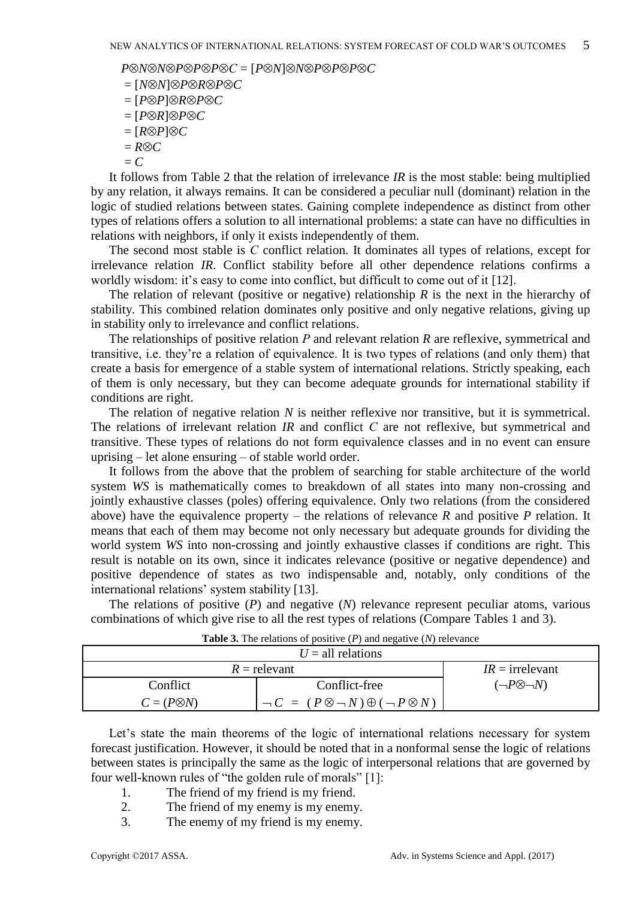$$
\begin{aligned}
P\otimes N\otimes N\otimes P\otimes P\otimes P\otimes C &= [P\otimes N]\otimes N\otimes P\otimes P\otimes P\otimes C \\
&= [N\otimes N]\otimes P\otimes R\otimes P\otimes C \\
&= [P\otimes P]\otimes R\otimes P\otimes C \\
&= [P\otimes R]\otimes P\otimes C \\
&= [R\otimes P]\otimes C \\
&= R\otimes C \\
&= C
\end{aligned}
$$

It follows from Table 2 that the relation of irrelevance $IR$ is the most stable: being multiplied by any relation, it always remains. It can be considered a peculiar null (dominant) relation in the logic of studied relations between states. Gaining complete independence as distinct from other types of relations offers a solution to all international problems: a state can have no difficulties in relations with neighbors, if only it exists independently of them.

The second most stable is $C$ conflict relation. It dominates all types of relations, except for irrelevance relation $IR$. Conflict stability before all other dependence relations confirms a worldly wisdom: it's easy to come into conflict, but difficult to come out of it [12].

The relation of relevant (positive or negative) relationship $R$ is the next in the hierarchy of stability. This combined relation dominates only positive and only negative relations, giving up in stability only to irrelevance and conflict relations.

The relationships of positive relation $P$ and relevant relation $R$ are reflexive, symmetrical and transitive, i.e. they're a relation of equivalence. It is two types of relations (and only them) that create a basis for emergence of a stable system of international relations. Strictly speaking, each of them is only necessary, but they can become adequate grounds for international stability if conditions are right.

The relation of negative relation $N$ is neither reflexive nor transitive, but it is symmetrical. The relations of irrelevant relation $IR$ and conflict $C$ are not reflexive, but symmetrical and transitive. These types of relations do not form equivalence classes and in no event can ensure uprising – let alone ensuring – of stable world order.

It follows from the above that the problem of searching for stable architecture of the world system $WS$ is mathematically comes to breakdown of all states into many non-crossing and jointly exhaustive classes (poles) offering equivalence. Only two relations (from the considered above) have the equivalence property – the relations of relevance $R$ and positive $P$ relation. It means that each of them may become not only necessary but adequate grounds for dividing the world system $WS$ into non-crossing and jointly exhaustive classes if conditions are right. This result is notable on its own, since it indicates relevance (positive or negative dependence) and positive dependence of states as two indispensable and, notably, only conditions of the international relations' system stability [13].

The relations of positive ($P$) and negative ($N$) relevance represent peculiar atoms, various combinations of which give rise to all the rest types of relations (Compare Tables 1 and 3).

**Table 3.** The relations of positive ($P$) and negative ($N$) relevance

| $U$ = all relations | | |
|---|---|---|
| $R$ = relevant | | $IR$ = irrelevant |
| Conflict | Conflict-free | $(\neg P\otimes\neg N)$ |
| $C = (P\otimes N)$ | $\neg C = (P\otimes\neg N)\oplus(\neg P\otimes N)$ | |

Let's state the main theorems of the logic of international relations necessary for system forecast justification. However, it should be noted that in a nonformal sense the logic of relations between states is principally the same as the logic of interpersonal relations that are governed by four well-known rules of "the golden rule of morals" [1]:

1. The friend of my friend is my friend.
2. The friend of my enemy is my enemy.
3. The enemy of my friend is my enemy.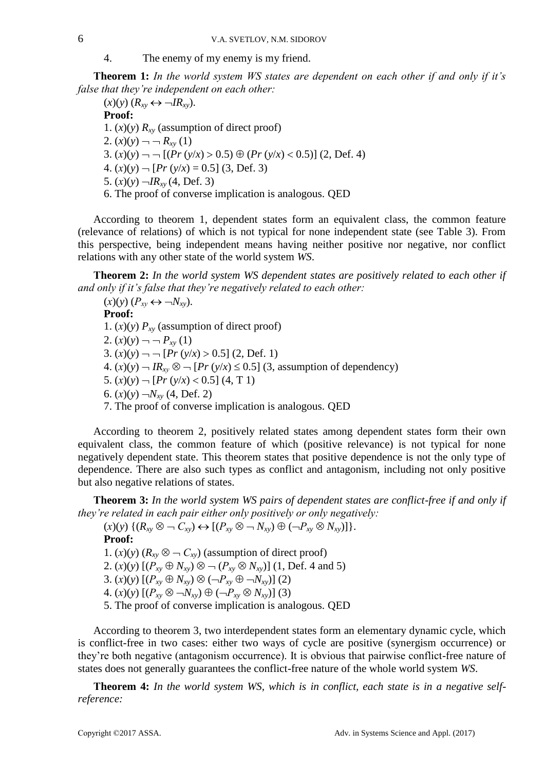4. The enemy of my enemy is my friend.

**Theorem 1:** *In the world system WS states are dependent on each other if and only if it's false that they're independent on each other:*

$(x)(y)\,(R_{xy} \leftrightarrow \neg IR_{xy})$.

**Proof:**

1. $(x)(y)\,R_{xy}$ (assumption of direct proof)
2. $(x)(y) \neg \neg R_{xy}$ (1)
3. $(x)(y) \neg \neg [(Pr\,(y/x) > 0.5) \oplus (Pr\,(y/x) < 0.5)]$ (2, Def. 4)
4. $(x)(y) \neg [Pr\,(y/x) = 0.5]$ (3, Def. 3)
5. $(x)(y) \neg IR_{xy}$ (4, Def. 3)
6. The proof of converse implication is analogous. QED

According to theorem 1, dependent states form an equivalent class, the common feature (relevance of relations) of which is not typical for none independent state (see Table 3). From this perspective, being independent means having neither positive nor negative, nor conflict relations with any other state of the world system *WS*.

**Theorem 2:** *In the world system WS dependent states are positively related to each other if and only if it's false that they're negatively related to each other:*

$(x)(y)\,(P_{xy} \leftrightarrow \neg N_{xy})$.

**Proof:**

1. $(x)(y)\,P_{xy}$ (assumption of direct proof)
2. $(x)(y) \neg \neg P_{xy}$ (1)
3. $(x)(y) \neg \neg [Pr\,(y/x) > 0.5]$ (2, Def. 1)
4. $(x)(y) \neg IR_{xy} \otimes \neg [Pr\,(y/x) \leq 0.5]$ (3, assumption of dependency)
5. $(x)(y) \neg [Pr\,(y/x) < 0.5]$ (4, T 1)
6. $(x)(y) \neg N_{xy}$ (4, Def. 2)
7. The proof of converse implication is analogous. QED

According to theorem 2, positively related states among dependent states form their own equivalent class, the common feature of which (positive relevance) is not typical for none negatively dependent state. This theorem states that positive dependence is not the only type of dependence. There are also such types as conflict and antagonism, including not only positive but also negative relations of states.

**Theorem 3:** *In the world system WS pairs of dependent states are conflict-free if and only if they're related in each pair either only positively or only negatively:*

$(x)(y)\,\{(R_{xy} \otimes \neg C_{xy}) \leftrightarrow [(P_{xy} \otimes \neg N_{xy}) \oplus (\neg P_{xy} \otimes N_{xy})]\}$.

**Proof:**

1. $(x)(y)\,(R_{xy} \otimes \neg C_{xy})$ (assumption of direct proof)
2. $(x)(y)\,[(P_{xy} \oplus N_{xy}) \otimes \neg (P_{xy} \otimes N_{xy})]$ (1, Def. 4 and 5)
3. $(x)(y)\,[(P_{xy} \oplus N_{xy}) \otimes (\neg P_{xy} \oplus \neg N_{xy})]$ (2)
4. $(x)(y)\,[(P_{xy} \otimes \neg N_{xy}) \oplus (\neg P_{xy} \otimes N_{xy})]$ (3)
5. The proof of converse implication is analogous. QED

According to theorem 3, two interdependent states form an elementary dynamic cycle, which is conflict-free in two cases: either two ways of cycle are positive (synergism occurrence) or they're both negative (antagonism occurrence). It is obvious that pairwise conflict-free nature of states does not generally guarantees the conflict-free nature of the whole world system *WS*.

**Theorem 4:** *In the world system WS, which is in conflict, each state is in a negative self-reference:*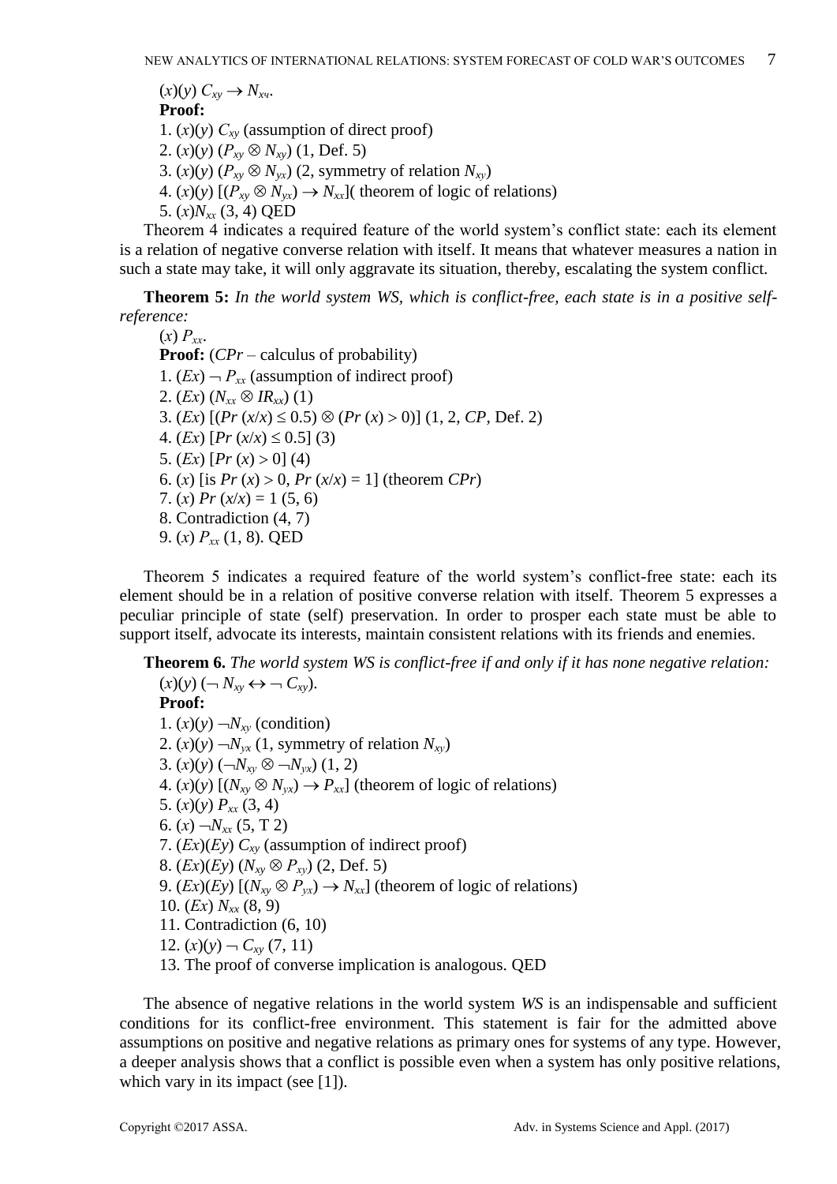$(x)(y)\ C_{xy} \rightarrow N_{xч}$.

**Proof:**

1. $(x)(y)\ C_{xy}$ (assumption of direct proof)
2. $(x)(y)\ (P_{xy} \otimes N_{xy})$ (1, Def. 5)
3. $(x)(y)\ (P_{xy} \otimes N_{yx})$ (2, symmetry of relation $N_{xy}$)
4. $(x)(y)\ [(P_{xy} \otimes N_{yx}) \rightarrow N_{xx}]$( theorem of logic of relations)
5. $(x)N_{xx}$ (3, 4) QED

Theorem 4 indicates a required feature of the world system's conflict state: each its element is a relation of negative converse relation with itself. It means that whatever measures a nation in such a state may take, it will only aggravate its situation, thereby, escalating the system conflict.

**Theorem 5:** *In the world system WS, which is conflict-free, each state is in a positive self-reference:*

$(x)\ P_{xx}$.

**Proof:** (*CPr* – calculus of probability)

1. $(Ex) \neg P_{xx}$ (assumption of indirect proof)
2. $(Ex)\ (N_{xx} \otimes IR_{xx})$ (1)
3. $(Ex)\ [(Pr\ (x/x) \leq 0.5) \otimes (Pr\ (x) > 0)]$ (1, 2, *CP*, Def. 2)
4. $(Ex)\ [Pr\ (x/x) \leq 0.5]$ (3)
5. $(Ex)\ [Pr\ (x) > 0]$ (4)
6. $(x)$ [is $Pr\ (x) > 0$, $Pr\ (x/x) = 1$] (theorem *CPr*)
7. $(x)\ Pr\ (x/x) = 1$ (5, 6)
8. Contradiction (4, 7)
9. $(x)\ P_{xx}$ (1, 8). QED

Theorem 5 indicates a required feature of the world system's conflict-free state: each its element should be in a relation of positive converse relation with itself. Theorem 5 expresses a peculiar principle of state (self) preservation. In order to prosper each state must be able to support itself, advocate its interests, maintain consistent relations with its friends and enemies.

**Theorem 6.** *The world system WS is conflict-free if and only if it has none negative relation:*

$(x)(y)\ (\neg N_{xy} \leftrightarrow \neg C_{xy})$.

**Proof:**

1. $(x)(y) \neg N_{xy}$ (condition)
2. $(x)(y) \neg N_{yx}$ (1, symmetry of relation $N_{xy}$)
3. $(x)(y)\ (\neg N_{xy} \otimes \neg N_{yx})$ (1, 2)
4. $(x)(y)\ [(N_{xy} \otimes N_{yx}) \rightarrow P_{xx}]$ (theorem of logic of relations)
5. $(x)(y)\ P_{xx}$ (3, 4)
6. $(x) \neg N_{xx}$ (5, T 2)
7. $(Ex)(Ey)\ C_{xy}$ (assumption of indirect proof)
8. $(Ex)(Ey)\ (N_{xy} \otimes P_{xy})$ (2, Def. 5)
9. $(Ex)(Ey)\ [(N_{xy} \otimes P_{yx}) \rightarrow N_{xx}]$ (theorem of logic of relations)
10. $(Ex)\ N_{xx}$ (8, 9)
11. Contradiction (6, 10)
12. $(x)(y) \neg C_{xy}$ (7, 11)
13. The proof of converse implication is analogous. QED

The absence of negative relations in the world system *WS* is an indispensable and sufficient conditions for its conflict-free environment. This statement is fair for the admitted above assumptions on positive and negative relations as primary ones for systems of any type. However, a deeper analysis shows that a conflict is possible even when a system has only positive relations, which vary in its impact (see [1]).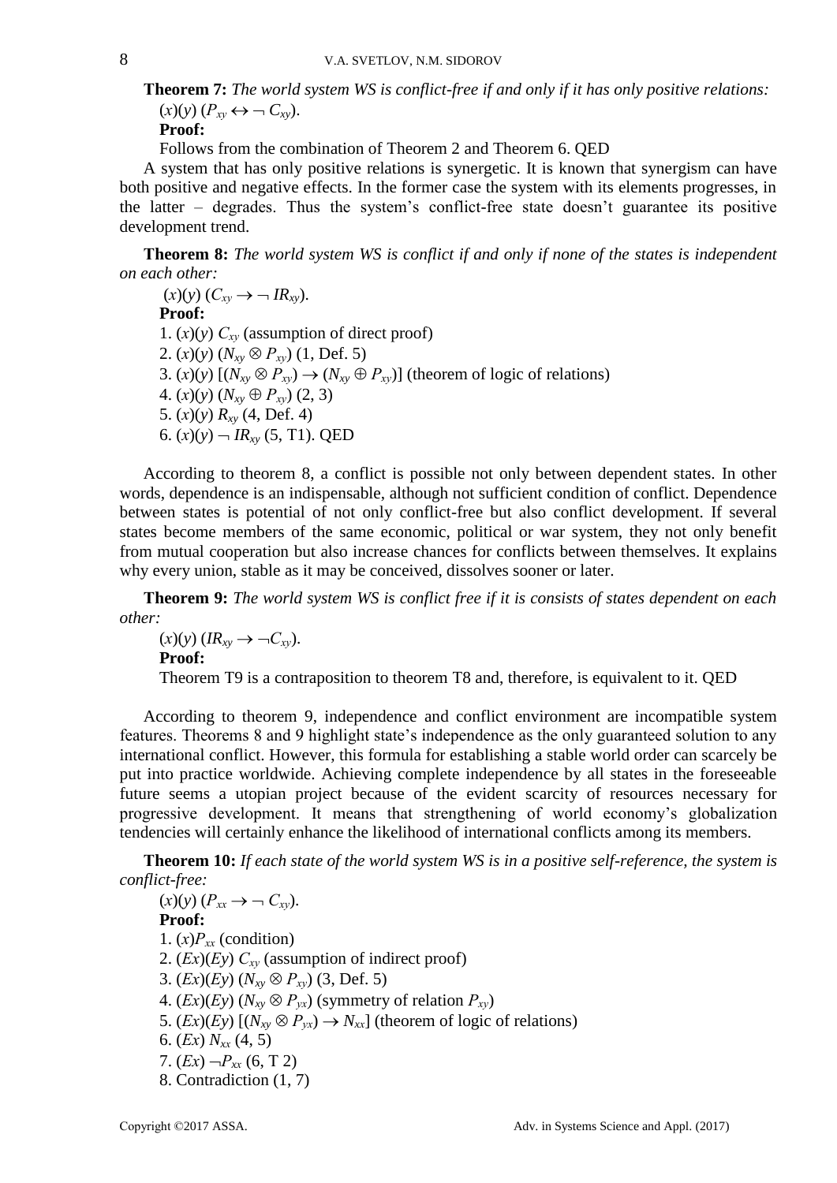**Theorem 7:** *The world system WS is conflict-free if and only if it has only positive relations:*

$(x)(y)\ (P_{xy} \leftrightarrow \neg\, C_{xy})$.

**Proof:**

Follows from the combination of Theorem 2 and Theorem 6. QED

A system that has only positive relations is synergetic. It is known that synergism can have both positive and negative effects. In the former case the system with its elements progresses, in the latter – degrades. Thus the system's conflict-free state doesn't guarantee its positive development trend.

**Theorem 8:** *The world system WS is conflict if and only if none of the states is independent on each other:*

$(x)(y)\ (C_{xy} \rightarrow \neg\, IR_{xy})$.

**Proof:**

1. $(x)(y)\ C_{xy}$ (assumption of direct proof)
2. $(x)(y)\ (N_{xy} \otimes P_{xy})$ (1, Def. 5)
3. $(x)(y)\ [(N_{xy} \otimes P_{xy}) \rightarrow (N_{xy} \oplus P_{xy})]$ (theorem of logic of relations)
4. $(x)(y)\ (N_{xy} \oplus P_{xy})$ (2, 3)
5. $(x)(y)\ R_{xy}$ (4, Def. 4)
6. $(x)(y)\ \neg\, IR_{xy}$ (5, T1). QED

According to theorem 8, a conflict is possible not only between dependent states. In other words, dependence is an indispensable, although not sufficient condition of conflict. Dependence between states is potential of not only conflict-free but also conflict development. If several states become members of the same economic, political or war system, they not only benefit from mutual cooperation but also increase chances for conflicts between themselves. It explains why every union, stable as it may be conceived, dissolves sooner or later.

**Theorem 9:** *The world system WS is conflict free if it is consists of states dependent on each other:*

$(x)(y)\ (IR_{xy} \rightarrow \neg C_{xy})$.

**Proof:**

Theorem T9 is a contraposition to theorem T8 and, therefore, is equivalent to it. QED

According to theorem 9, independence and conflict environment are incompatible system features. Theorems 8 and 9 highlight state's independence as the only guaranteed solution to any international conflict. However, this formula for establishing a stable world order can scarcely be put into practice worldwide. Achieving complete independence by all states in the foreseeable future seems a utopian project because of the evident scarcity of resources necessary for progressive development. It means that strengthening of world economy's globalization tendencies will certainly enhance the likelihood of international conflicts among its members.

**Theorem 10:** *If each state of the world system WS is in a positive self-reference, the system is conflict-free:*

$(x)(y)\ (P_{xx} \rightarrow \neg\, C_{xy})$.

**Proof:**

1. $(x)P_{xx}$ (condition)
2. $(Ex)(Ey)\ C_{xy}$ (assumption of indirect proof)
3. $(Ex)(Ey)\ (N_{xy} \otimes P_{xy})$ (3, Def. 5)
4. $(Ex)(Ey)\ (N_{xy} \otimes P_{yx})$ (symmetry of relation $P_{xy}$)
5. $(Ex)(Ey)\ [(N_{xy} \otimes P_{yx}) \rightarrow N_{xx}]$ (theorem of logic of relations)
6. $(Ex)\ N_{xx}$ (4, 5)
7. $(Ex)\ \neg P_{xx}$ (6, T 2)
8. Contradiction (1, 7)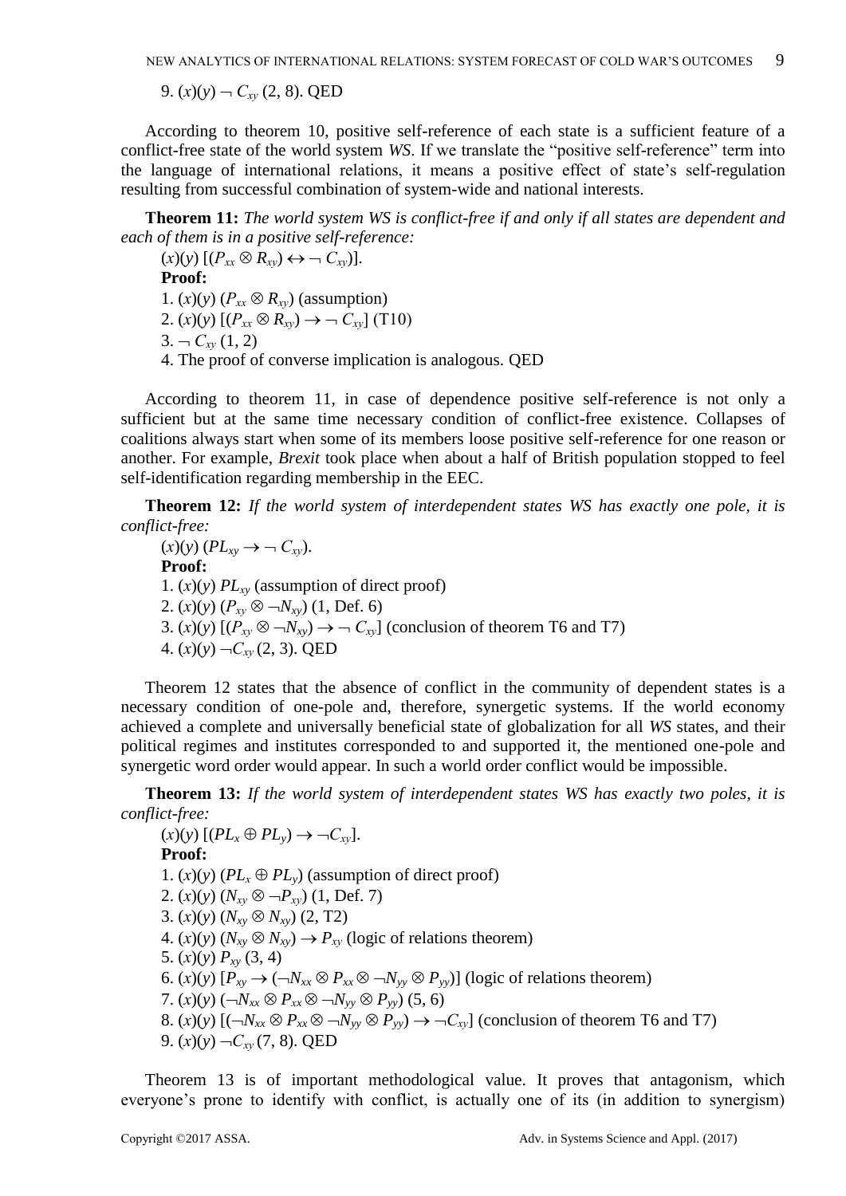9. $(x)(y) \neg C_{xy}$ (2, 8). QED

According to theorem 10, positive self-reference of each state is a sufficient feature of a conflict-free state of the world system *WS*. If we translate the "positive self-reference" term into the language of international relations, it means a positive effect of state's self-regulation resulting from successful combination of system-wide and national interests.

**Theorem 11:** *The world system WS is conflict-free if and only if all states are dependent and each of them is in a positive self-reference:*

$(x)(y) [(P_{xx} \otimes R_{xy}) \leftrightarrow \neg C_{xy})]$.

**Proof:**

1. $(x)(y) (P_{xx} \otimes R_{xy})$ (assumption)
2. $(x)(y) [(P_{xx} \otimes R_{xy}) \rightarrow \neg C_{xy}]$ (T10)
3. $\neg C_{xy}$ (1, 2)
4. The proof of converse implication is analogous. QED

According to theorem 11, in case of dependence positive self-reference is not only a sufficient but at the same time necessary condition of conflict-free existence. Collapses of coalitions always start when some of its members loose positive self-reference for one reason or another. For example, *Brexit* took place when about a half of British population stopped to feel self-identification regarding membership in the EEC.

**Theorem 12:** *If the world system of interdependent states WS has exactly one pole, it is conflict-free:*

$(x)(y) (PL_{xy} \rightarrow \neg C_{xy})$.

**Proof:**

1. $(x)(y) PL_{xy}$ (assumption of direct proof)
2. $(x)(y) (P_{xy} \otimes \neg N_{xy})$ (1, Def. 6)
3. $(x)(y) [(P_{xy} \otimes \neg N_{xy}) \rightarrow \neg C_{xy}]$ (conclusion of theorem T6 and T7)
4. $(x)(y) \neg C_{xy}$ (2, 3). QED

Theorem 12 states that the absence of conflict in the community of dependent states is a necessary condition of one-pole and, therefore, synergetic systems. If the world economy achieved a complete and universally beneficial state of globalization for all *WS* states, and their political regimes and institutes corresponded to and supported it, the mentioned one-pole and synergetic word order would appear. In such a world order conflict would be impossible.

**Theorem 13:** *If the world system of interdependent states WS has exactly two poles, it is conflict-free:*

$(x)(y) [(PL_x \oplus PL_y) \rightarrow \neg C_{xy}]$.

**Proof:**

1. $(x)(y) (PL_x \oplus PL_y)$ (assumption of direct proof)
2. $(x)(y) (N_{xy} \otimes \neg P_{xy})$ (1, Def. 7)
3. $(x)(y) (N_{xy} \otimes N_{xy})$ (2, T2)
4. $(x)(y) (N_{xy} \otimes N_{xy}) \rightarrow P_{xy}$ (logic of relations theorem)
5. $(x)(y) P_{xy}$ (3, 4)
6. $(x)(y) [P_{xy} \rightarrow (\neg N_{xx} \otimes P_{xx} \otimes \neg N_{yy} \otimes P_{yy})]$ (logic of relations theorem)
7. $(x)(y) (\neg N_{xx} \otimes P_{xx} \otimes \neg N_{yy} \otimes P_{yy})$ (5, 6)
8. $(x)(y) [(\neg N_{xx} \otimes P_{xx} \otimes \neg N_{yy} \otimes P_{yy}) \rightarrow \neg C_{xy}]$ (conclusion of theorem T6 and T7)
9. $(x)(y) \neg C_{xy}$ (7, 8). QED

Theorem 13 is of important methodological value. It proves that antagonism, which everyone's prone to identify with conflict, is actually one of its (in addition to synergism)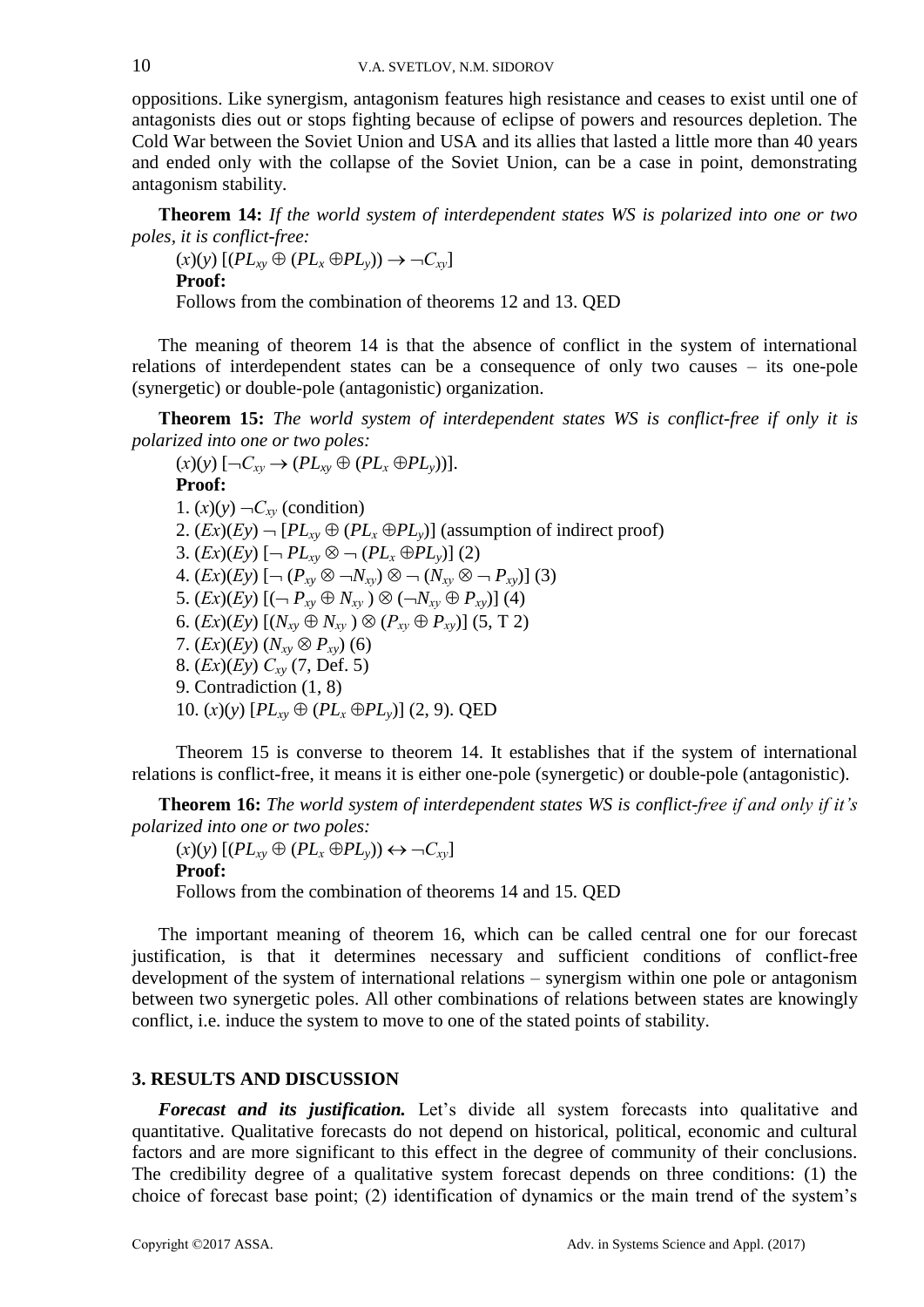oppositions. Like synergism, antagonism features high resistance and ceases to exist until one of antagonists dies out or stops fighting because of eclipse of powers and resources depletion. The Cold War between the Soviet Union and USA and its allies that lasted a little more than 40 years and ended only with the collapse of the Soviet Union, can be a case in point, demonstrating antagonism stability.

**Theorem 14:** *If the world system of interdependent states WS is polarized into one or two poles, it is conflict-free:*

$(x)(y)\ [(PL_{xy} \oplus (PL_x \oplus PL_y)) \rightarrow \neg C_{xy}]$

**Proof:**

Follows from the combination of theorems 12 and 13. QED

The meaning of theorem 14 is that the absence of conflict in the system of international relations of interdependent states can be a consequence of only two causes – its one-pole (synergetic) or double-pole (antagonistic) organization.

**Theorem 15:** *The world system of interdependent states WS is conflict-free if only it is polarized into one or two poles:*

$(x)(y)\ [\neg C_{xy} \rightarrow (PL_{xy} \oplus (PL_x \oplus PL_y))]$.

**Proof:**

1. $(x)(y)\ \neg C_{xy}$ (condition)
2. $(Ex)(Ey)\ \neg\ [PL_{xy} \oplus (PL_x \oplus PL_y)]$ (assumption of indirect proof)
3. $(Ex)(Ey)\ [\neg\ PL_{xy} \otimes \neg\ (PL_x \oplus PL_y)]$ (2)
4. $(Ex)(Ey)\ [\neg\ (P_{xy} \otimes \neg N_{xy}) \otimes \neg\ (N_{xy} \otimes \neg\ P_{xy})]$ (3)
5. $(Ex)(Ey)\ [(\neg\ P_{xy} \oplus N_{xy}) \otimes (\neg N_{xy} \oplus P_{xy})]$ (4)
6. $(Ex)(Ey)\ [(N_{xy} \oplus N_{xy}) \otimes (P_{xy} \oplus P_{xy})]$ (5, T 2)
7. $(Ex)(Ey)\ (N_{xy} \otimes P_{xy})$ (6)
8. $(Ex)(Ey)\ C_{xy}$ (7, Def. 5)
9. Contradiction (1, 8)
10. $(x)(y)\ [PL_{xy} \oplus (PL_x \oplus PL_y)]$ (2, 9). QED

Theorem 15 is converse to theorem 14. It establishes that if the system of international relations is conflict-free, it means it is either one-pole (synergetic) or double-pole (antagonistic).

**Theorem 16:** *The world system of interdependent states WS is conflict-free if and only if it's polarized into one or two poles:*

$(x)(y)\ [(PL_{xy} \oplus (PL_x \oplus PL_y)) \leftrightarrow \neg C_{xy}]$

**Proof:**

Follows from the combination of theorems 14 and 15. QED

The important meaning of theorem 16, which can be called central one for our forecast justification, is that it determines necessary and sufficient conditions of conflict-free development of the system of international relations – synergism within one pole or antagonism between two synergetic poles. All other combinations of relations between states are knowingly conflict, i.e. induce the system to move to one of the stated points of stability.

## 3. RESULTS AND DISCUSSION

***Forecast and its justification.*** Let's divide all system forecasts into qualitative and quantitative. Qualitative forecasts do not depend on historical, political, economic and cultural factors and are more significant to this effect in the degree of community of their conclusions. The credibility degree of a qualitative system forecast depends on three conditions: (1) the choice of forecast base point; (2) identification of dynamics or the main trend of the system's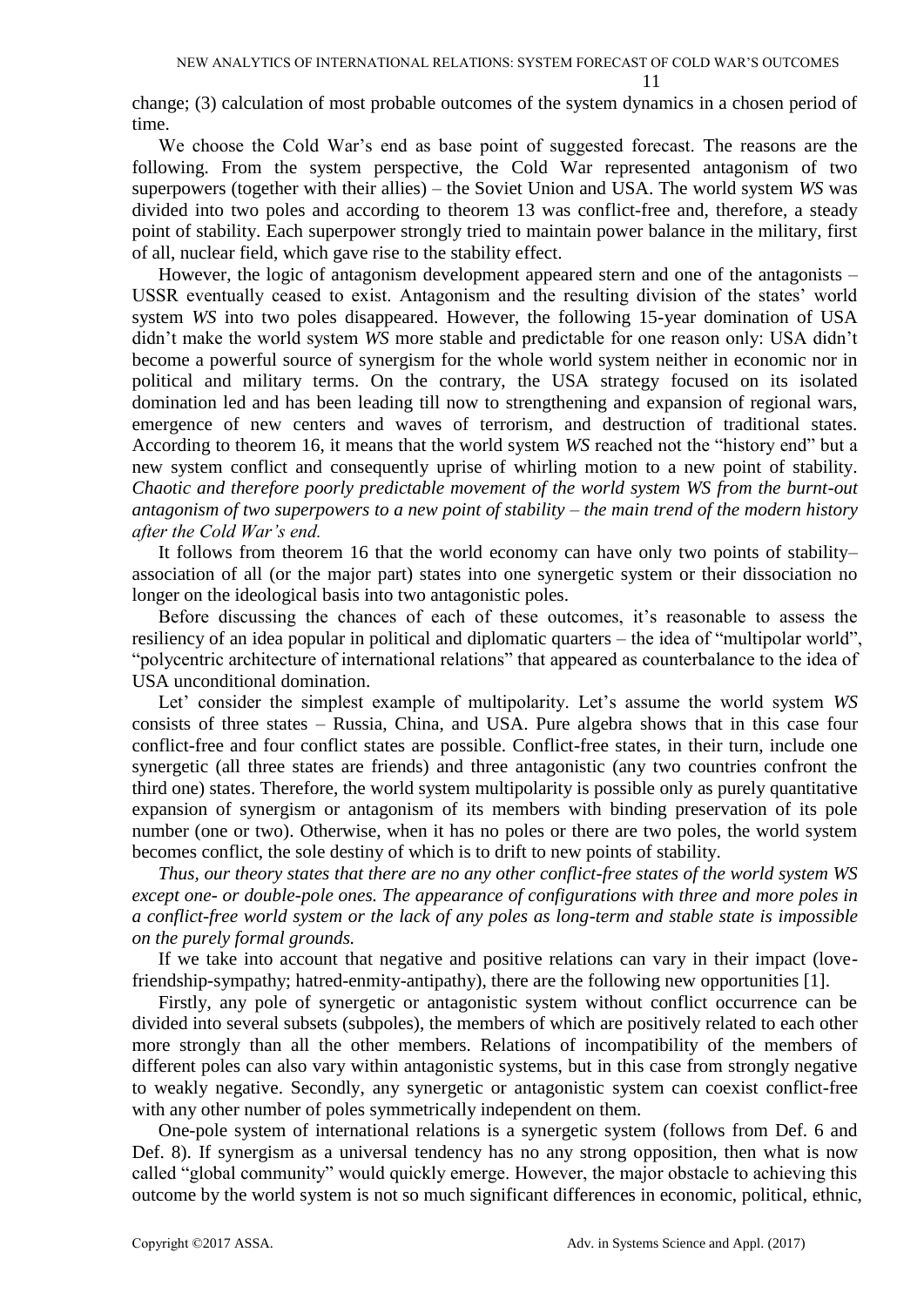change; (3) calculation of most probable outcomes of the system dynamics in a chosen period of time.

We choose the Cold War's end as base point of suggested forecast. The reasons are the following. From the system perspective, the Cold War represented antagonism of two superpowers (together with their allies) – the Soviet Union and USA. The world system *WS* was divided into two poles and according to theorem 13 was conflict-free and, therefore, a steady point of stability. Each superpower strongly tried to maintain power balance in the military, first of all, nuclear field, which gave rise to the stability effect.

However, the logic of antagonism development appeared stern and one of the antagonists – USSR eventually ceased to exist. Antagonism and the resulting division of the states' world system *WS* into two poles disappeared. However, the following 15-year domination of USA didn't make the world system *WS* more stable and predictable for one reason only: USA didn't become a powerful source of synergism for the whole world system neither in economic nor in political and military terms. On the contrary, the USA strategy focused on its isolated domination led and has been leading till now to strengthening and expansion of regional wars, emergence of new centers and waves of terrorism, and destruction of traditional states. According to theorem 16, it means that the world system *WS* reached not the "history end" but a new system conflict and consequently uprise of whirling motion to a new point of stability. *Chaotic and therefore poorly predictable movement of the world system WS from the burnt-out antagonism of two superpowers to a new point of stability – the main trend of the modern history after the Cold War's end.*

It follows from theorem 16 that the world economy can have only two points of stability– association of all (or the major part) states into one synergetic system or their dissociation no longer on the ideological basis into two antagonistic poles.

Before discussing the chances of each of these outcomes, it's reasonable to assess the resiliency of an idea popular in political and diplomatic quarters – the idea of "multipolar world", "polycentric architecture of international relations" that appeared as counterbalance to the idea of USA unconditional domination.

Let' consider the simplest example of multipolarity. Let's assume the world system *WS* consists of three states – Russia, China, and USA. Pure algebra shows that in this case four conflict-free and four conflict states are possible. Conflict-free states, in their turn, include one synergetic (all three states are friends) and three antagonistic (any two countries confront the third one) states. Therefore, the world system multipolarity is possible only as purely quantitative expansion of synergism or antagonism of its members with binding preservation of its pole number (one or two). Otherwise, when it has no poles or there are two poles, the world system becomes conflict, the sole destiny of which is to drift to new points of stability.

*Thus, our theory states that there are no any other conflict-free states of the world system WS except one- or double-pole ones. The appearance of configurations with three and more poles in a conflict-free world system or the lack of any poles as long-term and stable state is impossible on the purely formal grounds.*

If we take into account that negative and positive relations can vary in their impact (love-friendship-sympathy; hatred-enmity-antipathy), there are the following new opportunities [1].

Firstly, any pole of synergetic or antagonistic system without conflict occurrence can be divided into several subsets (subpoles), the members of which are positively related to each other more strongly than all the other members. Relations of incompatibility of the members of different poles can also vary within antagonistic systems, but in this case from strongly negative to weakly negative. Secondly, any synergetic or antagonistic system can coexist conflict-free with any other number of poles symmetrically independent on them.

One-pole system of international relations is a synergetic system (follows from Def. 6 and Def. 8). If synergism as a universal tendency has no any strong opposition, then what is now called "global community" would quickly emerge. However, the major obstacle to achieving this outcome by the world system is not so much significant differences in economic, political, ethnic,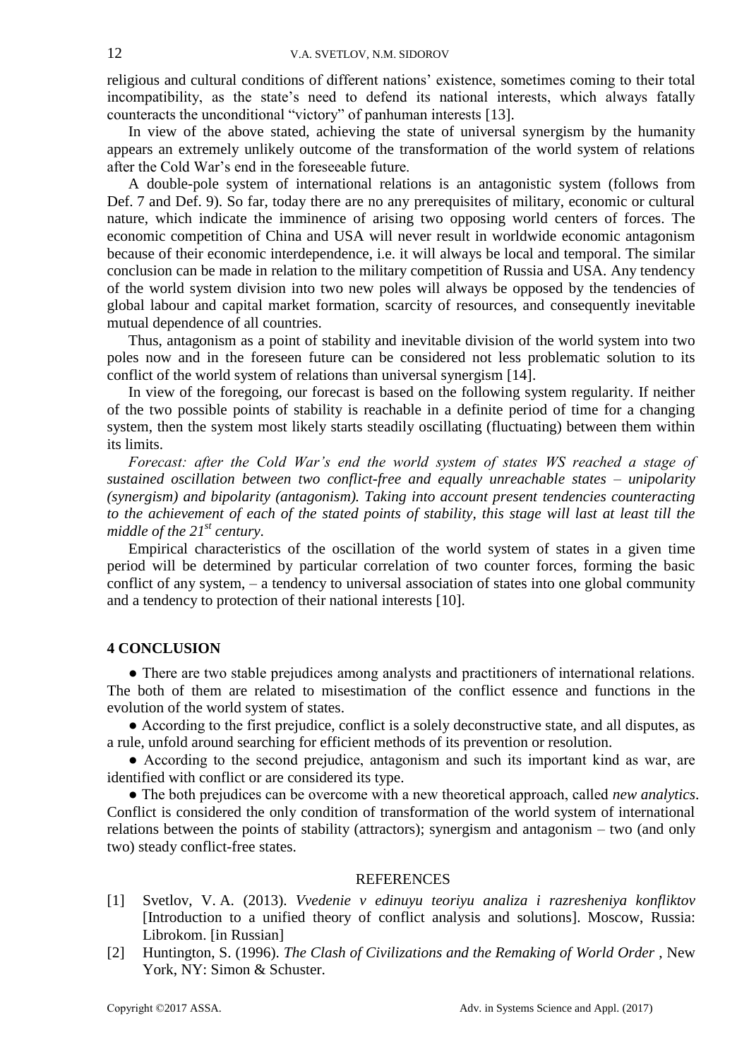religious and cultural conditions of different nations' existence, sometimes coming to their total incompatibility, as the state's need to defend its national interests, which always fatally counteracts the unconditional "victory" of panhuman interests [13].

In view of the above stated, achieving the state of universal synergism by the humanity appears an extremely unlikely outcome of the transformation of the world system of relations after the Cold War's end in the foreseeable future.

A double-pole system of international relations is an antagonistic system (follows from Def. 7 and Def. 9). So far, today there are no any prerequisites of military, economic or cultural nature, which indicate the imminence of arising two opposing world centers of forces. The economic competition of China and USA will never result in worldwide economic antagonism because of their economic interdependence, i.e. it will always be local and temporal. The similar conclusion can be made in relation to the military competition of Russia and USA. Any tendency of the world system division into two new poles will always be opposed by the tendencies of global labour and capital market formation, scarcity of resources, and consequently inevitable mutual dependence of all countries.

Thus, antagonism as a point of stability and inevitable division of the world system into two poles now and in the foreseen future can be considered not less problematic solution to its conflict of the world system of relations than universal synergism [14].

In view of the foregoing, our forecast is based on the following system regularity. If neither of the two possible points of stability is reachable in a definite period of time for a changing system, then the system most likely starts steadily oscillating (fluctuating) between them within its limits.

*Forecast: after the Cold War's end the world system of states WS reached a stage of sustained oscillation between two conflict-free and equally unreachable states – unipolarity (synergism) and bipolarity (antagonism). Taking into account present tendencies counteracting to the achievement of each of the stated points of stability, this stage will last at least till the middle of the 21st century.*

Empirical characteristics of the oscillation of the world system of states in a given time period will be determined by particular correlation of two counter forces, forming the basic conflict of any system, – a tendency to universal association of states into one global community and a tendency to protection of their national interests [10].

## 4 CONCLUSION

- There are two stable prejudices among analysts and practitioners of international relations. The both of them are related to misestimation of the conflict essence and functions in the evolution of the world system of states.
- According to the first prejudice, conflict is a solely deconstructive state, and all disputes, as a rule, unfold around searching for efficient methods of its prevention or resolution.
- According to the second prejudice, antagonism and such its important kind as war, are identified with conflict or are considered its type.
- The both prejudices can be overcome with a new theoretical approach, called *new analytics*. Conflict is considered the only condition of transformation of the world system of international relations between the points of stability (attractors); synergism and antagonism – two (and only two) steady conflict-free states.

## REFERENCES

[1] Svetlov, V. A. (2013). *Vvedenie v edinuyu teoriyu analiza i razresheniya konfliktov* [Introduction to a unified theory of conflict analysis and solutions]. Moscow, Russia: Librokom. [in Russian]

[2] Huntington, S. (1996). *The Clash of Civilizations and the Remaking of World Order* , New York, NY: Simon & Schuster.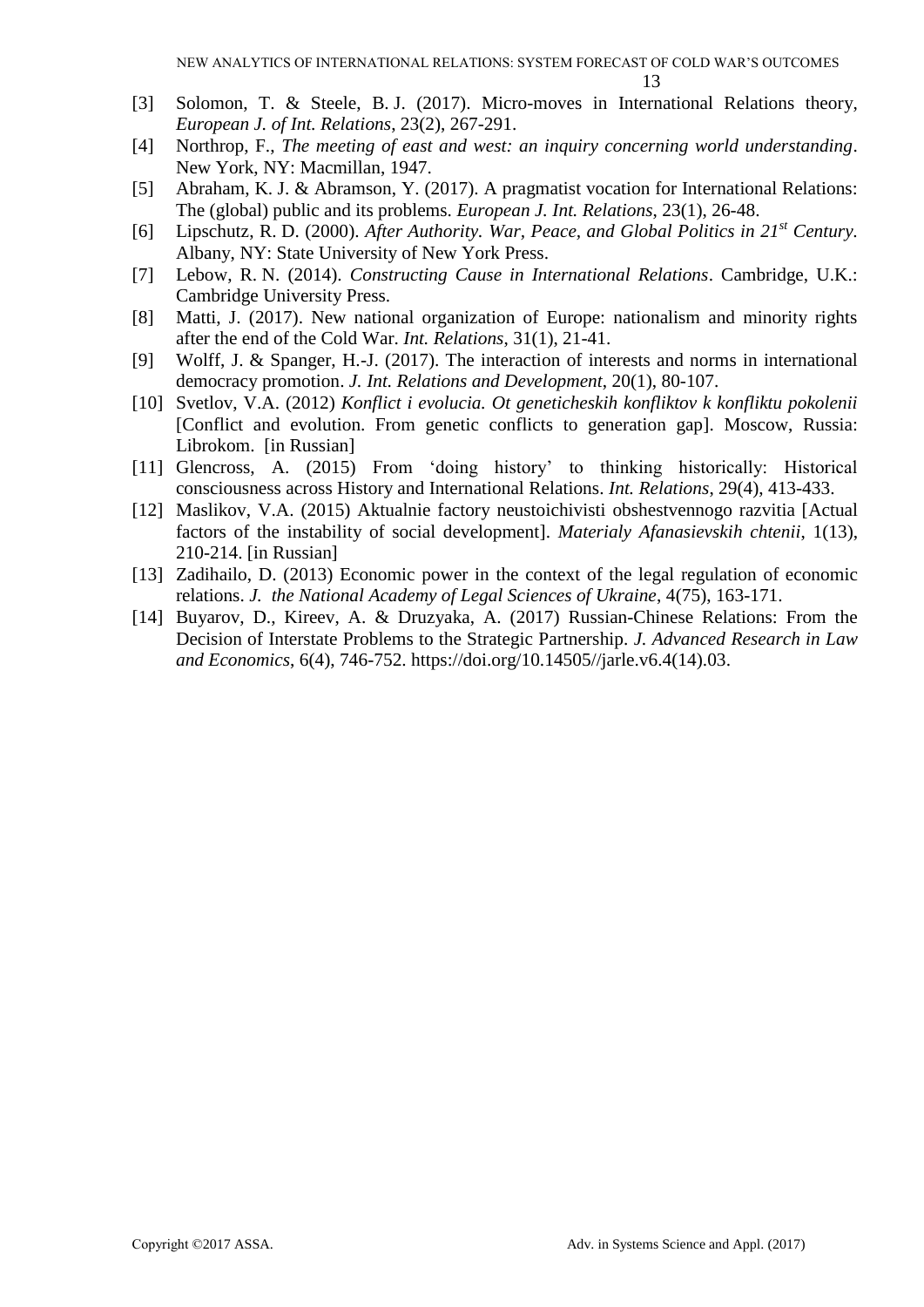[3] Solomon, T. & Steele, B. J. (2017). Micro-moves in International Relations theory, *European J. of Int. Relations*, 23(2), 267-291.

[4] Northrop, F., *The meeting of east and west: an inquiry concerning world understanding*. New York, NY: Macmillan, 1947.

[5] Abraham, K. J. & Abramson, Y. (2017). A pragmatist vocation for International Relations: The (global) public and its problems. *European J. Int. Relations*, 23(1), 26-48.

[6] Lipschutz, R. D. (2000). *After Authority. War, Peace, and Global Politics in 21st Century.* Albany, NY: State University of New York Press.

[7] Lebow, R. N. (2014). *Constructing Cause in International Relations*. Cambridge, U.K.: Cambridge University Press.

[8] Matti, J. (2017). New national organization of Europe: nationalism and minority rights after the end of the Cold War. *Int. Relations*, 31(1), 21-41.

[9] Wolff, J. & Spanger, H.-J. (2017). The interaction of interests and norms in international democracy promotion. *J. Int. Relations and Development*, 20(1), 80-107.

[10] Svetlov, V.A. (2012) *Konflict i evolucia. Ot geneticheskih konfliktov k konfliktu pokolenii* [Conflict and evolution. From genetic conflicts to generation gap]. Moscow, Russia: Librokom. [in Russian]

[11] Glencross, A. (2015) From 'doing history' to thinking historically: Historical consciousness across History and International Relations. *Int. Relations*, 29(4), 413-433.

[12] Maslikov, V.A. (2015) Aktualnie factory neustoichivisti obshestvennogo razvitia [Actual factors of the instability of social development]. *Materialy Afanasievskih chtenii*, 1(13), 210-214. [in Russian]

[13] Zadihailo, D. (2013) Economic power in the context of the legal regulation of economic relations. *J. the National Academy of Legal Sciences of Ukraine*, 4(75), 163-171.

[14] Buyarov, D., Kireev, A. & Druzyaka, A. (2017) Russian-Chinese Relations: From the Decision of Interstate Problems to the Strategic Partnership. *J. Advanced Research in Law and Economics*, 6(4), 746-752. https://doi.org/10.14505//jarle.v6.4(14).03.